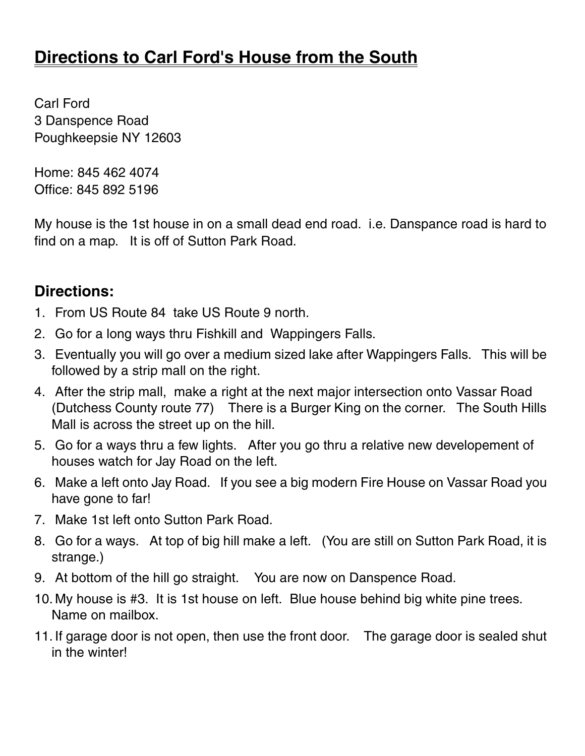# Directions to Carl Ford's House from the South

Carl Ford
3 Danspence Road
Poughkeepsie NY 12603

Home: 845 462 4074
Office: 845 892 5196

My house is the 1st house in on a small dead end road. i.e. Danspance road is hard to find on a map. It is off of Sutton Park Road.

## Directions:

1. From US Route 84 take US Route 9 north.
2. Go for a long ways thru Fishkill and Wappingers Falls.
3. Eventually you will go over a medium sized lake after Wappingers Falls. This will be followed by a strip mall on the right.
4. After the strip mall, make a right at the next major intersection onto Vassar Road (Dutchess County route 77) There is a Burger King on the corner. The South Hills Mall is across the street up on the hill.
5. Go for a ways thru a few lights. After you go thru a relative new developement of houses watch for Jay Road on the left.
6. Make a left onto Jay Road. If you see a big modern Fire House on Vassar Road you have gone to far!
7. Make 1st left onto Sutton Park Road.
8. Go for a ways. At top of big hill make a left. (You are still on Sutton Park Road, it is strange.)
9. At bottom of the hill go straight. You are now on Danspence Road.
10. My house is #3. It is 1st house on left. Blue house behind big white pine trees. Name on mailbox.
11. If garage door is not open, then use the front door. The garage door is sealed shut in the winter!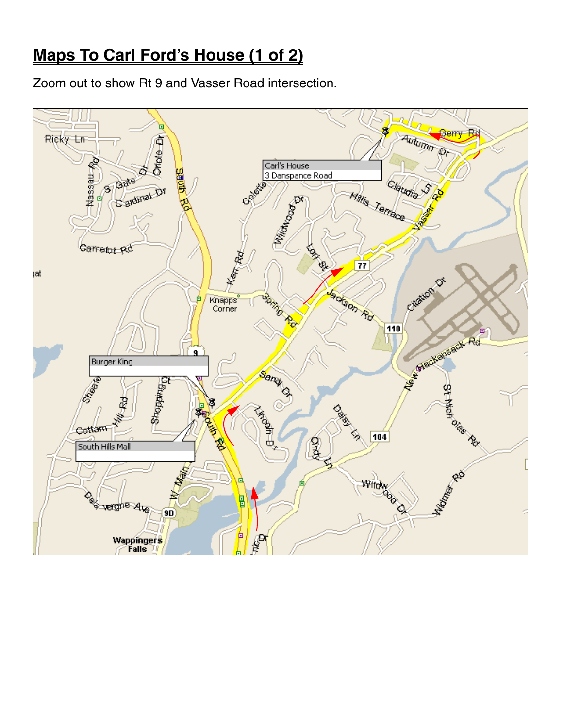# Maps To Carl Ford's House (1 of 2)

Zoom out to show Rt 9 and Vasser Road intersection.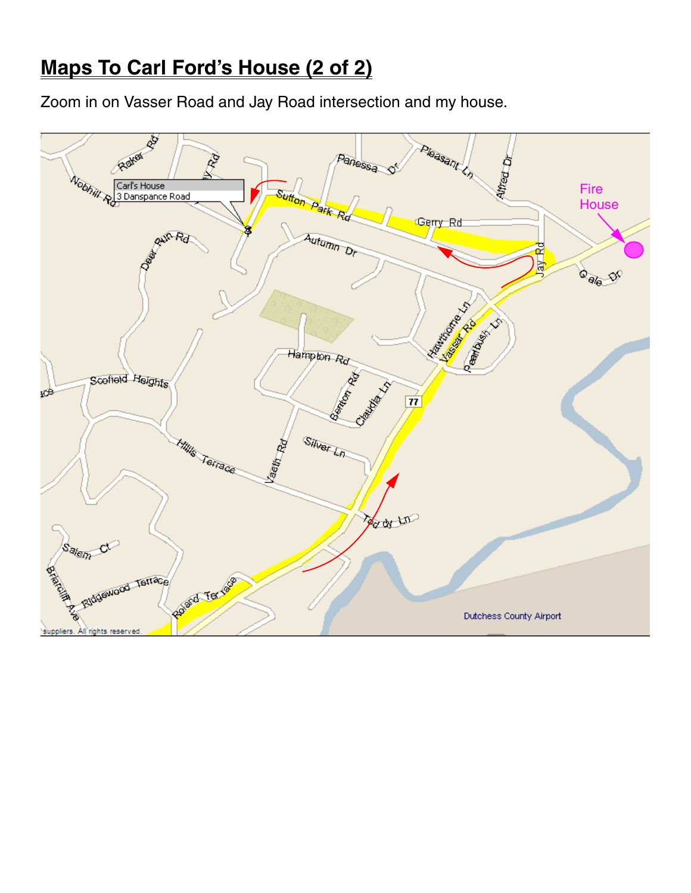# Maps To Carl Ford's House (2 of 2)

Zoom in on Vasser Road and Jay Road intersection and my house.

Carl's House
3 Danspance Road

Fire
House

Sutton Park Rd
Gerry Rd
Jay Rd
Vassar Rd
77
Dutchess County Airport
suppliers. All rights reserved.